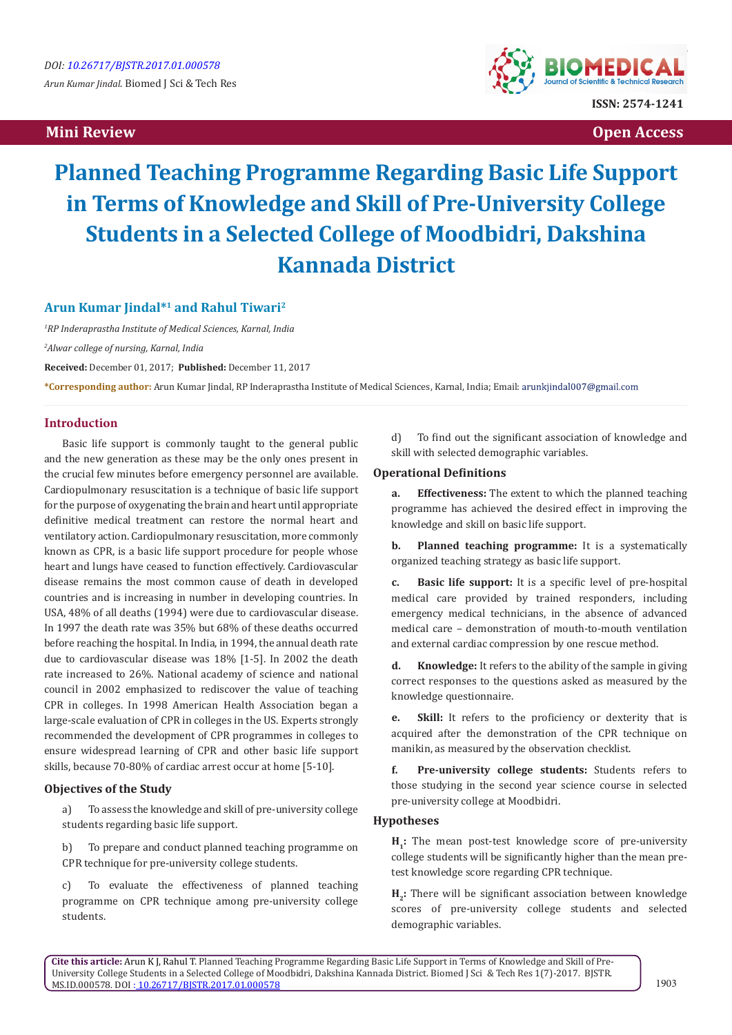DOI: 10.26717/BJSTR.2017.01.000578

*Arun Kumar Jindal.* Biomed J Sci & Tech Res

ISSN: 2574-1241

**Mini Review** **Open Access**

# Planned Teaching Programme Regarding Basic Life Support in Terms of Knowledge and Skill of Pre-University College Students in a Selected College of Moodbidri, Dakshina Kannada District

**Arun Kumar Jindal*[1] and Rahul Tiwari[2]**

[1]*RP Inderaprastha Institute of Medical Sciences, Karnal, India*

[2]*Alwar college of nursing, Karnal, India*

**Received:** December 01, 2017; **Published:** December 11, 2017

***Corresponding author:** Arun Kumar Jindal, RP Inderaprastha Institute of Medical Sciences, Karnal, India; Email: arunkjindal007@gmail.com

## Introduction

Basic life support is commonly taught to the general public and the new generation as these may be the only ones present in the crucial few minutes before emergency personnel are available. Cardiopulmonary resuscitation is a technique of basic life support for the purpose of oxygenating the brain and heart until appropriate definitive medical treatment can restore the normal heart and ventilatory action. Cardiopulmonary resuscitation, more commonly known as CPR, is a basic life support procedure for people whose heart and lungs have ceased to function effectively. Cardiovascular disease remains the most common cause of death in developed countries and is increasing in number in developing countries. In USA, 48% of all deaths (1994) were due to cardiovascular disease. In 1997 the death rate was 35% but 68% of these deaths occurred before reaching the hospital. In India, in 1994, the annual death rate due to cardiovascular disease was 18% [1-5]. In 2002 the death rate increased to 26%. National academy of science and national council in 2002 emphasized to rediscover the value of teaching CPR in colleges. In 1998 American Health Association began a large-scale evaluation of CPR in colleges in the US. Experts strongly recommended the development of CPR programmes in colleges to ensure widespread learning of CPR and other basic life support skills, because 70-80% of cardiac arrest occur at home [5-10].

### Objectives of the Study

a) To assess the knowledge and skill of pre-university college students regarding basic life support.

b) To prepare and conduct planned teaching programme on CPR technique for pre-university college students.

c) To evaluate the effectiveness of planned teaching programme on CPR technique among pre-university college students.

d) To find out the significant association of knowledge and skill with selected demographic variables.

### Operational Definitions

**a. Effectiveness:** The extent to which the planned teaching programme has achieved the desired effect in improving the knowledge and skill on basic life support.

**b. Planned teaching programme:** It is a systematically organized teaching strategy as basic life support.

**c. Basic life support:** It is a specific level of pre-hospital medical care provided by trained responders, including emergency medical technicians, in the absence of advanced medical care – demonstration of mouth-to-mouth ventilation and external cardiac compression by one rescue method.

**d. Knowledge:** It refers to the ability of the sample in giving correct responses to the questions asked as measured by the knowledge questionnaire.

**e. Skill:** It refers to the proficiency or dexterity that is acquired after the demonstration of the CPR technique on manikin, as measured by the observation checklist.

**f. Pre-university college students:** Students refers to those studying in the second year science course in selected pre-university college at Moodbidri.

### Hypotheses

**$H_1$:** The mean post-test knowledge score of pre-university college students will be significantly higher than the mean pre-test knowledge score regarding CPR technique.

**$H_2$:** There will be significant association between knowledge scores of pre-university college students and selected demographic variables.

**Cite this article:** Arun K J, Rahul T. Planned Teaching Programme Regarding Basic Life Support in Terms of Knowledge and Skill of Pre-University College Students in a Selected College of Moodbidri, Dakshina Kannada District. Biomed J Sci & Tech Res 1(7)-2017. BJSTR. MS.ID.000578. DOI : 10.26717/BJSTR.2017.01.000578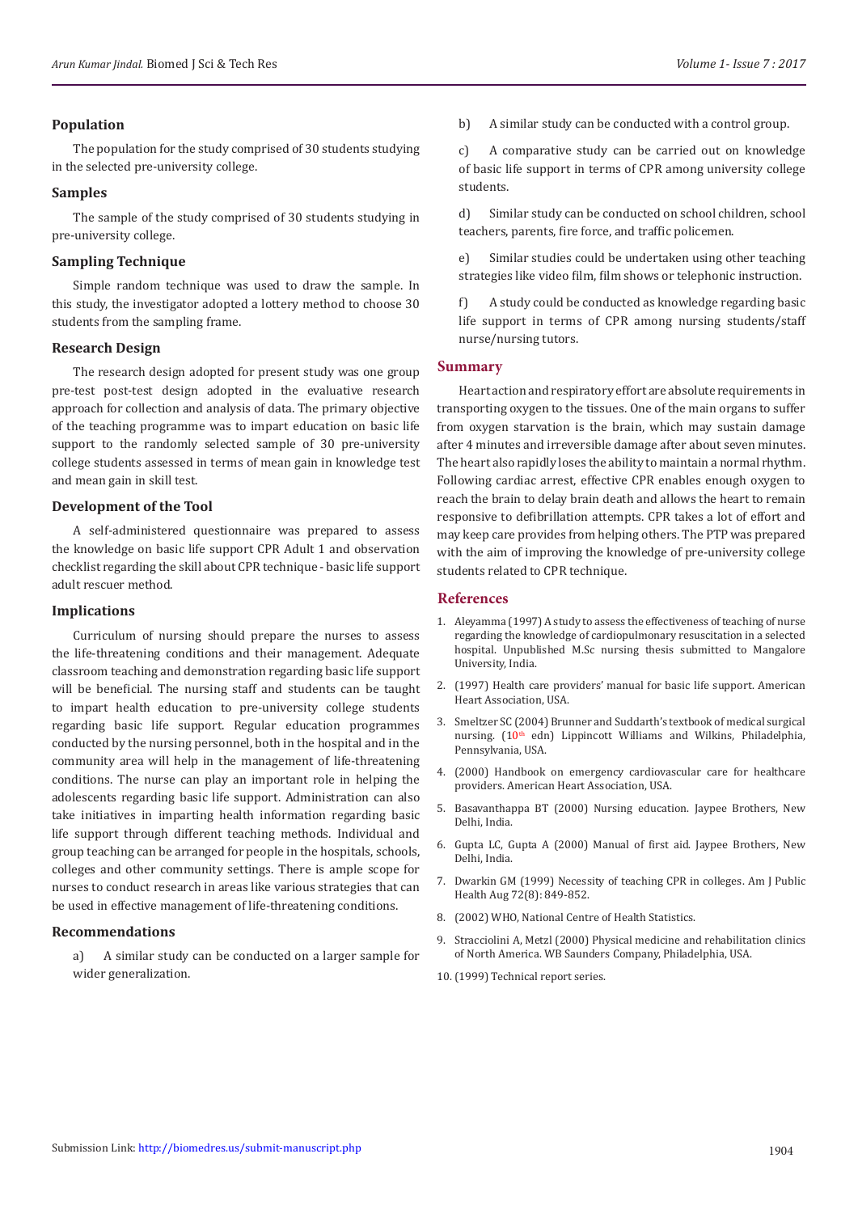### Population

The population for the study comprised of 30 students studying in the selected pre-university college.

### Samples

The sample of the study comprised of 30 students studying in pre-university college.

### Sampling Technique

Simple random technique was used to draw the sample. In this study, the investigator adopted a lottery method to choose 30 students from the sampling frame.

### Research Design

The research design adopted for present study was one group pre-test post-test design adopted in the evaluative research approach for collection and analysis of data. The primary objective of the teaching programme was to impart education on basic life support to the randomly selected sample of 30 pre-university college students assessed in terms of mean gain in knowledge test and mean gain in skill test.

### Development of the Tool

A self-administered questionnaire was prepared to assess the knowledge on basic life support CPR Adult 1 and observation checklist regarding the skill about CPR technique - basic life support adult rescuer method.

### Implications

Curriculum of nursing should prepare the nurses to assess the life-threatening conditions and their management. Adequate classroom teaching and demonstration regarding basic life support will be beneficial. The nursing staff and students can be taught to impart health education to pre-university college students regarding basic life support. Regular education programmes conducted by the nursing personnel, both in the hospital and in the community area will help in the management of life-threatening conditions. The nurse can play an important role in helping the adolescents regarding basic life support. Administration can also take initiatives in imparting health information regarding basic life support through different teaching methods. Individual and group teaching can be arranged for people in the hospitals, schools, colleges and other community settings. There is ample scope for nurses to conduct research in areas like various strategies that can be used in effective management of life-threatening conditions.

### Recommendations

a) A similar study can be conducted on a larger sample for wider generalization.

b) A similar study can be conducted with a control group.

c) A comparative study can be carried out on knowledge of basic life support in terms of CPR among university college students.

d) Similar study can be conducted on school children, school teachers, parents, fire force, and traffic policemen.

e) Similar studies could be undertaken using other teaching strategies like video film, film shows or telephonic instruction.

f) A study could be conducted as knowledge regarding basic life support in terms of CPR among nursing students/staff nurse/nursing tutors.

## Summary

Heart action and respiratory effort are absolute requirements in transporting oxygen to the tissues. One of the main organs to suffer from oxygen starvation is the brain, which may sustain damage after 4 minutes and irreversible damage after about seven minutes. The heart also rapidly loses the ability to maintain a normal rhythm. Following cardiac arrest, effective CPR enables enough oxygen to reach the brain to delay brain death and allows the heart to remain responsive to defibrillation attempts. CPR takes a lot of effort and may keep care provides from helping others. The PTP was prepared with the aim of improving the knowledge of pre-university college students related to CPR technique.

## References

1. Aleyamma (1997) A study to assess the effectiveness of teaching of nurse regarding the knowledge of cardiopulmonary resuscitation in a selected hospital. Unpublished M.Sc nursing thesis submitted to Mangalore University, India.
2. (1997) Health care providers' manual for basic life support. American Heart Association, USA.
3. Smeltzer SC (2004) Brunner and Suddarth's textbook of medical surgical nursing. (10th edn) Lippincott Williams and Wilkins, Philadelphia, Pennsylvania, USA.
4. (2000) Handbook on emergency cardiovascular care for healthcare providers. American Heart Association, USA.
5. Basavanthappa BT (2000) Nursing education. Jaypee Brothers, New Delhi, India.
6. Gupta LC, Gupta A (2000) Manual of first aid. Jaypee Brothers, New Delhi, India.
7. Dwarkin GM (1999) Necessity of teaching CPR in colleges. Am J Public Health Aug 72(8): 849-852.
8. (2002) WHO, National Centre of Health Statistics.
9. Stracciolini A, Metzl (2000) Physical medicine and rehabilitation clinics of North America. WB Saunders Company, Philadelphia, USA.
10. (1999) Technical report series.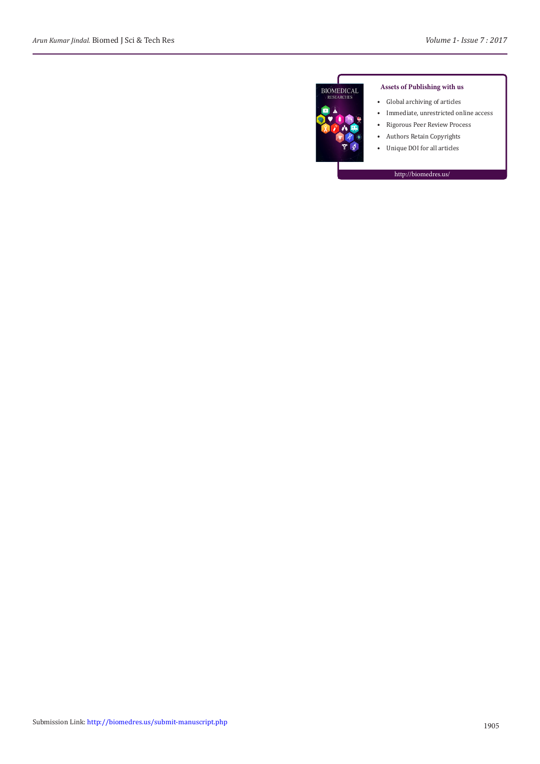**Assets of Publishing with us**

- Global archiving of articles
- Immediate, unrestricted online access
- Rigorous Peer Review Process
- Authors Retain Copyrights
- Unique DOI for all articles

http://biomedres.us/

Submission Link: http://biomedres.us/submit-manuscript.php